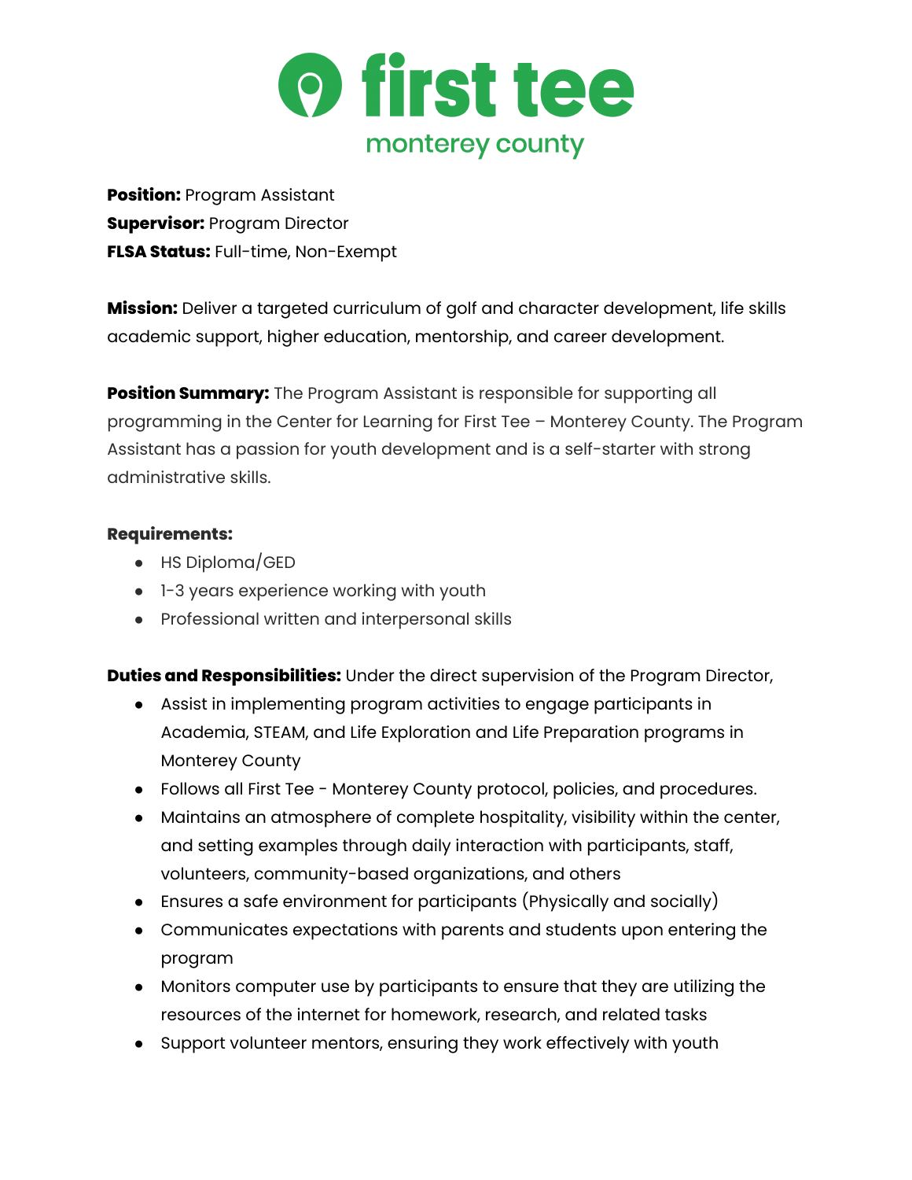# first tee

monterey county

**Position:** Program Assistant
**Supervisor:** Program Director
**FLSA Status:** Full-time, Non-Exempt

**Mission:** Deliver a targeted curriculum of golf and character development, life skills academic support, higher education, mentorship, and career development.

**Position Summary:** The Program Assistant is responsible for supporting all programming in the Center for Learning for First Tee – Monterey County. The Program Assistant has a passion for youth development and is a self-starter with strong administrative skills.

**Requirements:**

- HS Diploma/GED
- 1-3 years experience working with youth
- Professional written and interpersonal skills

**Duties and Responsibilities:** Under the direct supervision of the Program Director,

- Assist in implementing program activities to engage participants in Academia, STEAM, and Life Exploration and Life Preparation programs in Monterey County
- Follows all First Tee - Monterey County protocol, policies, and procedures.
- Maintains an atmosphere of complete hospitality, visibility within the center, and setting examples through daily interaction with participants, staff, volunteers, community-based organizations, and others
- Ensures a safe environment for participants (Physically and socially)
- Communicates expectations with parents and students upon entering the program
- Monitors computer use by participants to ensure that they are utilizing the resources of the internet for homework, research, and related tasks
- Support volunteer mentors, ensuring they work effectively with youth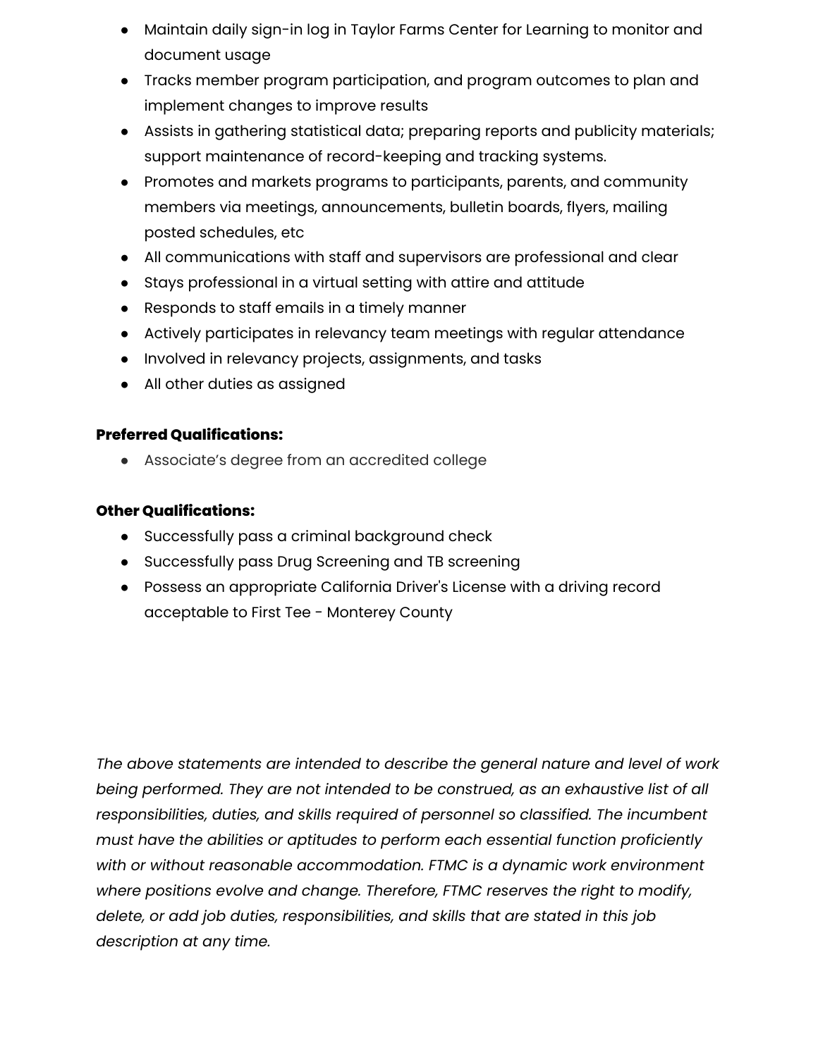- Maintain daily sign-in log in Taylor Farms Center for Learning to monitor and document usage
- Tracks member program participation, and program outcomes to plan and implement changes to improve results
- Assists in gathering statistical data; preparing reports and publicity materials; support maintenance of record-keeping and tracking systems.
- Promotes and markets programs to participants, parents, and community members via meetings, announcements, bulletin boards, flyers, mailing posted schedules, etc
- All communications with staff and supervisors are professional and clear
- Stays professional in a virtual setting with attire and attitude
- Responds to staff emails in a timely manner
- Actively participates in relevancy team meetings with regular attendance
- Involved in relevancy projects, assignments, and tasks
- All other duties as assigned

**Preferred Qualifications:**

- Associate's degree from an accredited college

**Other Qualifications:**

- Successfully pass a criminal background check
- Successfully pass Drug Screening and TB screening
- Possess an appropriate California Driver's License with a driving record acceptable to First Tee - Monterey County

*The above statements are intended to describe the general nature and level of work being performed. They are not intended to be construed, as an exhaustive list of all responsibilities, duties, and skills required of personnel so classified. The incumbent must have the abilities or aptitudes to perform each essential function proficiently with or without reasonable accommodation. FTMC is a dynamic work environment where positions evolve and change. Therefore, FTMC reserves the right to modify, delete, or add job duties, responsibilities, and skills that are stated in this job description at any time.*